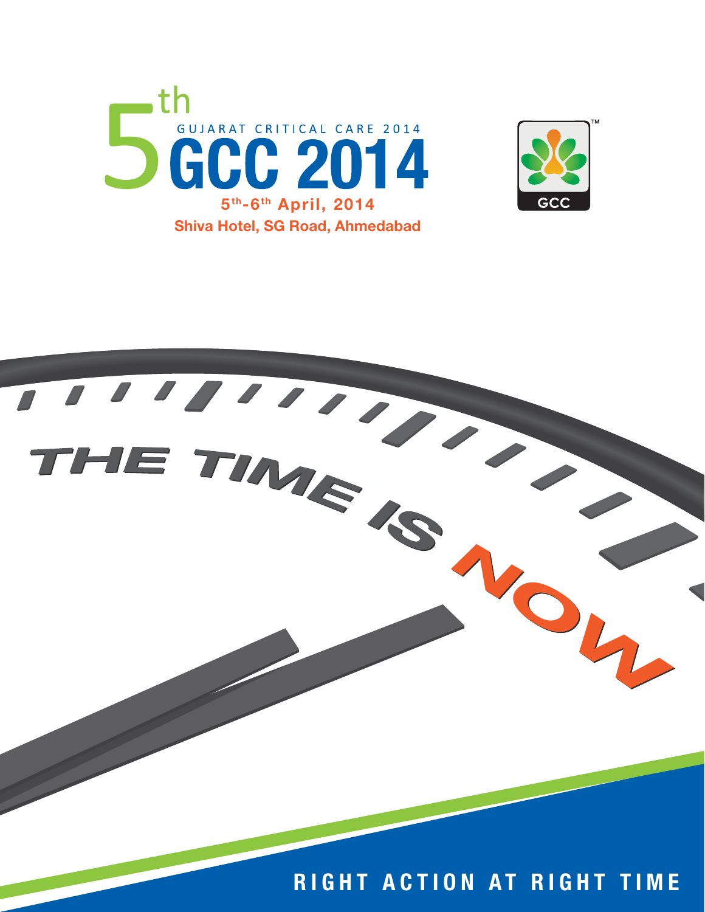# 5th GUJARAT CRITICAL CARE 2014

# GCC 2014

**5th-6th April, 2014**

**Shiva Hotel, SG Road, Ahmedabad**

GCC™

THE TIME IS NOW

**RIGHT ACTION AT RIGHT TIME**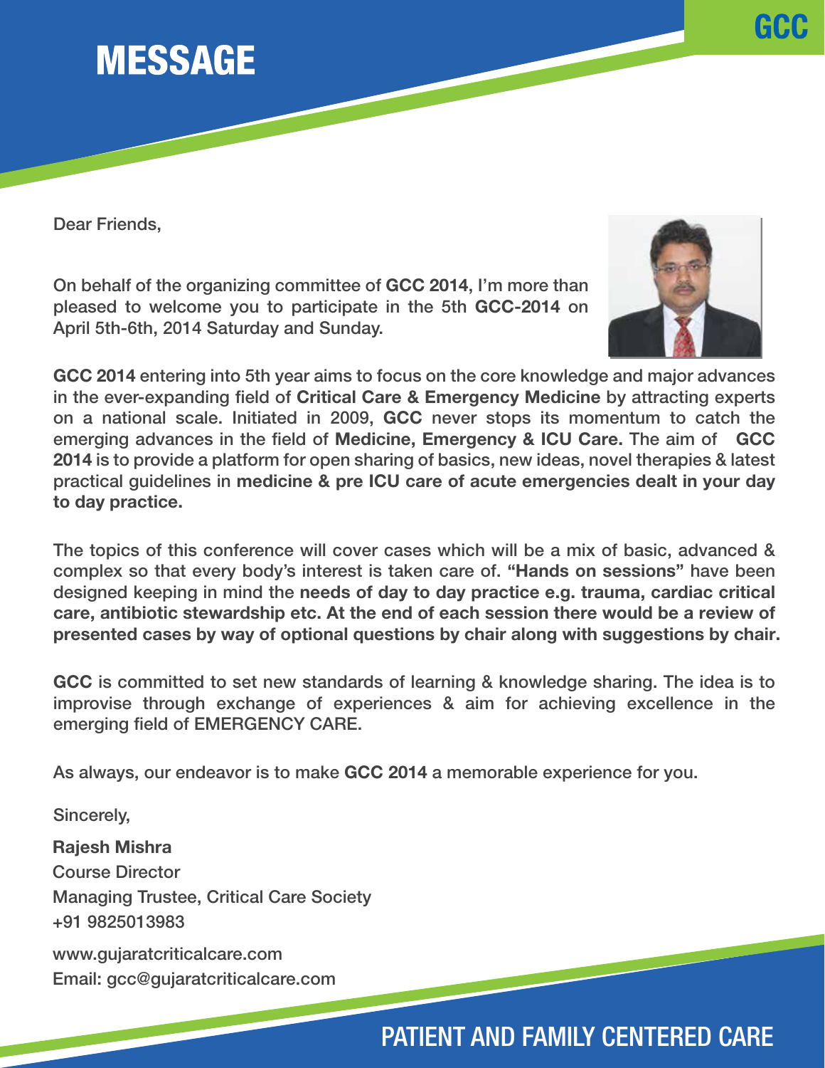# MESSAGE

Dear Friends,

On behalf of the organizing committee of **GCC 2014,** I'm more than pleased to welcome you to participate in the 5th **GCC-2014** on April 5th-6th, 2014 Saturday and Sunday.

**GCC 2014** entering into 5th year aims to focus on the core knowledge and major advances in the ever-expanding field of **Critical Care & Emergency Medicine** by attracting experts on a national scale. Initiated in 2009, **GCC** never stops its momentum to catch the emerging advances in the field of **Medicine, Emergency & ICU Care.** The aim of **GCC 2014** is to provide a platform for open sharing of basics, new ideas, novel therapies & latest practical guidelines in **medicine & pre ICU care of acute emergencies dealt in your day to day practice.**

The topics of this conference will cover cases which will be a mix of basic, advanced & complex so that every body's interest is taken care of. **"Hands on sessions"** have been designed keeping in mind the **needs of day to day practice e.g. trauma, cardiac critical care, antibiotic stewardship etc. At the end of each session there would be a review of presented cases by way of optional questions by chair along with suggestions by chair.**

**GCC** is committed to set new standards of learning & knowledge sharing. The idea is to improvise through exchange of experiences & aim for achieving excellence in the emerging field of EMERGENCY CARE.

As always, our endeavor is to make **GCC 2014** a memorable experience for you.

Sincerely,

**Rajesh Mishra**
Course Director
Managing Trustee, Critical Care Society
+91 9825013983

www.gujaratcriticalcare.com
Email: gcc@gujaratcriticalcare.com

PATIENT AND FAMILY CENTERED CARE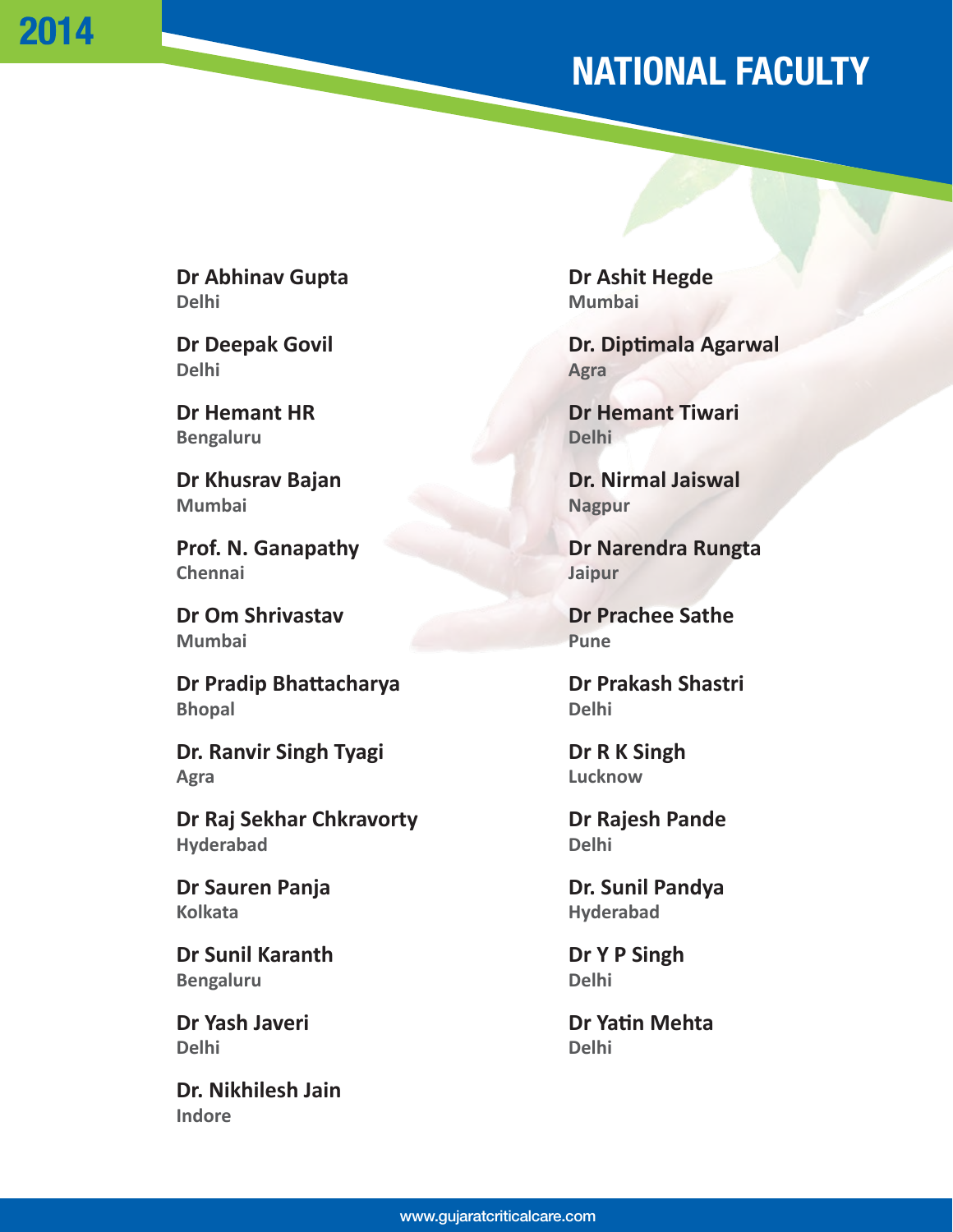# NATIONAL FACULTY

**Dr Abhinav Gupta**
**Delhi**

**Dr Deepak Govil**
**Delhi**

**Dr Hemant HR**
**Bengaluru**

**Dr Khusrav Bajan**
**Mumbai**

**Prof. N. Ganapathy**
**Chennai**

**Dr Om Shrivastav**
**Mumbai**

**Dr Pradip Bhattacharya**
**Bhopal**

**Dr. Ranvir Singh Tyagi**
**Agra**

**Dr Raj Sekhar Chkravorty**
**Hyderabad**

**Dr Sauren Panja**
**Kolkata**

**Dr Sunil Karanth**
**Bengaluru**

**Dr Yash Javeri**
**Delhi**

**Dr. Nikhilesh Jain**
**Indore**

**Dr Ashit Hegde**
**Mumbai**

**Dr. Diptimala Agarwal**
**Agra**

**Dr Hemant Tiwari**
**Delhi**

**Dr. Nirmal Jaiswal**
**Nagpur**

**Dr Narendra Rungta**
**Jaipur**

**Dr Prachee Sathe**
**Pune**

**Dr Prakash Shastri**
**Delhi**

**Dr R K Singh**
**Lucknow**

**Dr Rajesh Pande**
**Delhi**

**Dr. Sunil Pandya**
**Hyderabad**

**Dr Y P Singh**
**Delhi**

**Dr Yatin Mehta**
**Delhi**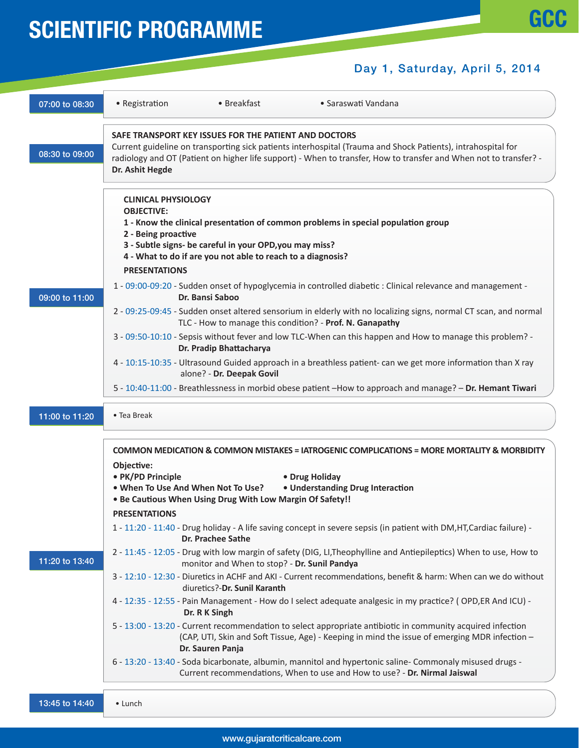# SCIENTIFIC PROGRAMME

GCC

## Day 1, Saturday, April 5, 2014

**07:00 to 08:30**

- Registration
- Breakfast
- Saraswati Vandana

**08:30 to 09:00**

**SAFE TRANSPORT KEY ISSUES FOR THE PATIENT AND DOCTORS**

Current guideline on transporting sick patients interhospital (Trauma and Shock Patients), intrahospital for radiology and OT (Patient on higher life support) - When to transfer, How to transfer and When not to transfer? - **Dr. Ashit Hegde**

**09:00 to 11:00**

**CLINICAL PHYSIOLOGY**

**OBJECTIVE:**

**1 - Know the clinical presentation of common problems in special population group**

**2 - Being proactive**

**3 - Subtle signs- be careful in your OPD,you may miss?**

**4 - What to do if are you not able to reach to a diagnosis?**

**PRESENTATIONS**

1 - 09:00-09:20 - Sudden onset of hypoglycemia in controlled diabetic : Clinical relevance and management - **Dr. Bansi Saboo**

2 - 09:25-09:45 - Sudden onset altered sensorium in elderly with no localizing signs, normal CT scan, and normal TLC - How to manage this condition? - **Prof. N. Ganapathy**

3 - 09:50-10:10 - Sepsis without fever and low TLC-When can this happen and How to manage this problem? - **Dr. Pradip Bhattacharya**

4 - 10:15-10:35 - Ultrasound Guided approach in a breathless patient- can we get more information than X ray alone? - **Dr. Deepak Govil**

5 - 10:40-11:00 - Breathlessness in morbid obese patient –How to approach and manage? – **Dr. Hemant Tiwari**

**11:00 to 11:20**

- Tea Break

**11:20 to 13:40**

**COMMON MEDICATION & COMMON MISTAKES = IATROGENIC COMPLICATIONS = MORE MORTALITY & MORBIDITY**

**Objective:**

- **PK/PD Principle**
- **Drug Holiday**
- **When To Use And When Not To Use?**
- **Understanding Drug Interaction**
- **Be Cautious When Using Drug With Low Margin Of Safety!!**

**PRESENTATIONS**

1 - 11:20 - 11:40 - Drug holiday - A life saving concept in severe sepsis (in patient with DM,HT,Cardiac failure) - **Dr. Prachee Sathe**

2 - 11:45 - 12:05 - Drug with low margin of safety (DIG, LI,Theophylline and Antiepileptics) When to use, How to monitor and When to stop? - **Dr. Sunil Pandya**

3 - 12:10 - 12:30 - Diuretics in ACHF and AKI - Current recommendations, benefit & harm: When can we do without diuretics?-**Dr. Sunil Karanth**

4 - 12:35 - 12:55 - Pain Management - How do I select adequate analgesic in my practice? ( OPD,ER And ICU) - **Dr. R K Singh**

5 - 13:00 - 13:20 - Current recommendation to select appropriate antibiotic in community acquired infection (CAP, UTI, Skin and Soft Tissue, Age) - Keeping in mind the issue of emerging MDR infection – **Dr. Sauren Panja**

6 - 13:20 - 13:40 - Soda bicarbonate, albumin, mannitol and hypertonic saline- Commonaly misused drugs - Current recommendations, When to use and How to use? - **Dr. Nirmal Jaiswal**

**13:45 to 14:40**

- Lunch

www.gujaratcriticalcare.com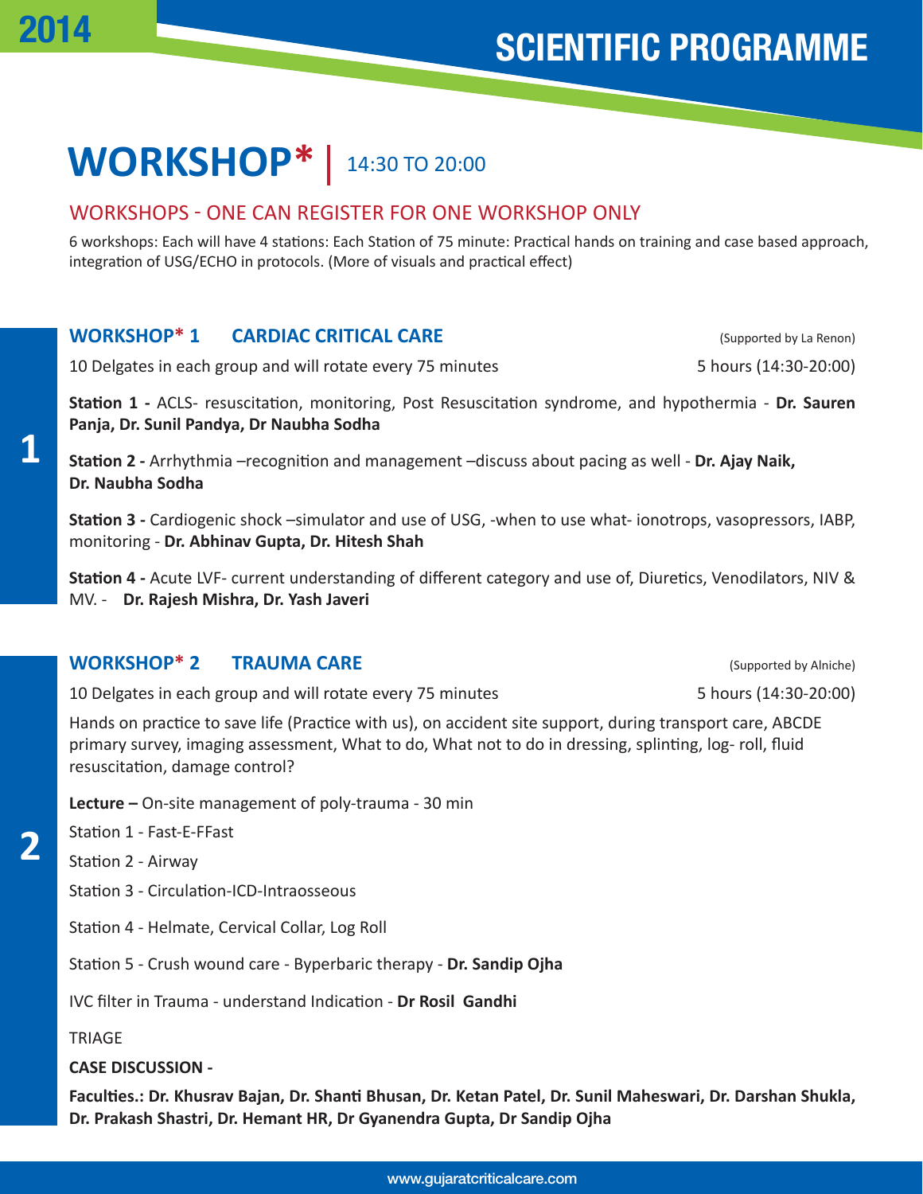# WORKSHOP* | 14:30 TO 20:00

## WORKSHOPS - ONE CAN REGISTER FOR ONE WORKSHOP ONLY

6 workshops: Each will have 4 stations: Each Station of 75 minute: Practical hands on training and case based approach, integration of USG/ECHO in protocols. (More of visuals and practical effect)

### WORKSHOP* 1 CARDIAC CRITICAL CARE

(Supported by La Renon)

10 Delgates in each group and will rotate every 75 minutes — 5 hours (14:30-20:00)

**Station 1 -** ACLS- resuscitation, monitoring, Post Resuscitation syndrome, and hypothermia - **Dr. Sauren Panja, Dr. Sunil Pandya, Dr Naubha Sodha**

**Station 2 -** Arrhythmia –recognition and management –discuss about pacing as well - **Dr. Ajay Naik, Dr. Naubha Sodha**

**Station 3 -** Cardiogenic shock –simulator and use of USG, -when to use what- ionotrops, vasopressors, IABP, monitoring - **Dr. Abhinav Gupta, Dr. Hitesh Shah**

**Station 4 -** Acute LVF- current understanding of different category and use of, Diuretics, Venodilators, NIV & MV. - **Dr. Rajesh Mishra, Dr. Yash Javeri**

### WORKSHOP* 2 TRAUMA CARE

(Supported by Alniche)

10 Delgates in each group and will rotate every 75 minutes — 5 hours (14:30-20:00)

Hands on practice to save life (Practice with us), on accident site support, during transport care, ABCDE primary survey, imaging assessment, What to do, What not to do in dressing, splinting, log- roll, fluid resuscitation, damage control?

**Lecture –** On-site management of poly-trauma - 30 min

Station 1 - Fast-E-FFast

Station 2 - Airway

Station 3 - Circulation-ICD-Intraosseous

Station 4 - Helmate, Cervical Collar, Log Roll

Station 5 - Crush wound care - Byperbaric therapy - **Dr. Sandip Ojha**

IVC filter in Trauma - understand Indication - **Dr Rosil Gandhi**

TRIAGE

**CASE DISCUSSION -**

**Faculties.: Dr. Khusrav Bajan, Dr. Shanti Bhusan, Dr. Ketan Patel, Dr. Sunil Maheswari, Dr. Darshan Shukla, Dr. Prakash Shastri, Dr. Hemant HR, Dr Gyanendra Gupta, Dr Sandip Ojha**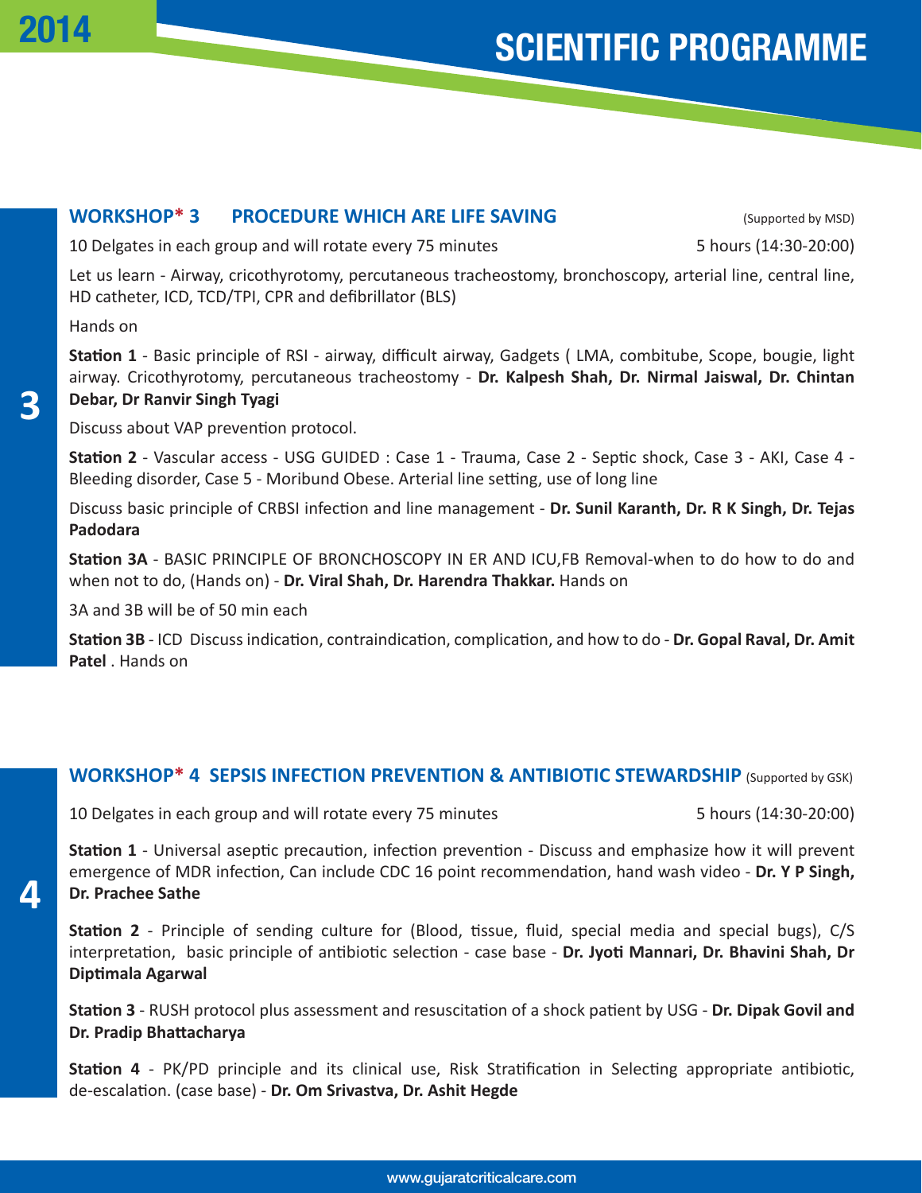## WORKSHOP* 3 PROCEDURE WHICH ARE LIFE SAVING (Supported by MSD)

10 Delgates in each group and will rotate every 75 minutes 5 hours (14:30-20:00)

Let us learn - Airway, cricothyrotomy, percutaneous tracheostomy, bronchoscopy, arterial line, central line, HD catheter, ICD, TCD/TPI, CPR and defibrillator (BLS)

Hands on

**Station 1** - Basic principle of RSI - airway, difficult airway, Gadgets ( LMA, combitube, Scope, bougie, light airway. Cricothyrotomy, percutaneous tracheostomy - **Dr. Kalpesh Shah, Dr. Nirmal Jaiswal, Dr. Chintan Debar, Dr Ranvir Singh Tyagi**

Discuss about VAP prevention protocol.

**Station 2** - Vascular access - USG GUIDED : Case 1 - Trauma, Case 2 - Septic shock, Case 3 - AKI, Case 4 - Bleeding disorder, Case 5 - Moribund Obese. Arterial line setting, use of long line

Discuss basic principle of CRBSI infection and line management - **Dr. Sunil Karanth, Dr. R K Singh, Dr. Tejas Padodara**

**Station 3A** - BASIC PRINCIPLE OF BRONCHOSCOPY IN ER AND ICU,FB Removal-when to do how to do and when not to do, (Hands on) - **Dr. Viral Shah, Dr. Harendra Thakkar.** Hands on

3A and 3B will be of 50 min each

**Station 3B** - ICD Discuss indication, contraindication, complication, and how to do - **Dr. Gopal Raval, Dr. Amit Patel** . Hands on

## WORKSHOP* 4 SEPSIS INFECTION PREVENTION & ANTIBIOTIC STEWARDSHIP (Supported by GSK)

10 Delgates in each group and will rotate every 75 minutes 5 hours (14:30-20:00)

**Station 1** - Universal aseptic precaution, infection prevention - Discuss and emphasize how it will prevent emergence of MDR infection, Can include CDC 16 point recommendation, hand wash video - **Dr. Y P Singh, Dr. Prachee Sathe**

**Station 2** - Principle of sending culture for (Blood, tissue, fluid, special media and special bugs), C/S interpretation, basic principle of antibiotic selection - case base - **Dr. Jyoti Mannari, Dr. Bhavini Shah, Dr Diptimala Agarwal**

**Station 3** - RUSH protocol plus assessment and resuscitation of a shock patient by USG - **Dr. Dipak Govil and Dr. Pradip Bhattacharya**

**Station 4** - PK/PD principle and its clinical use, Risk Stratification in Selecting appropriate antibiotic, de-escalation. (case base) - **Dr. Om Srivastva, Dr. Ashit Hegde**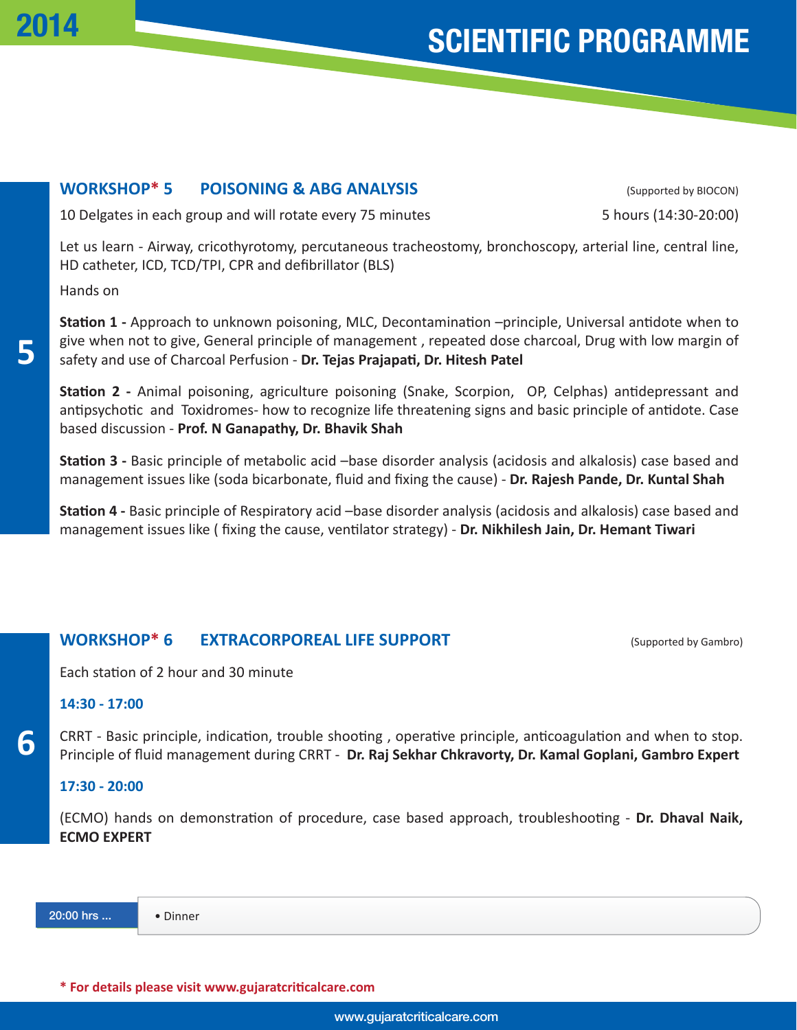## WORKSHOP* 5 POISONING & ABG ANALYSIS

(Supported by BIOCON)

10 Delgates in each group and will rotate every 75 minutes — 5 hours (14:30-20:00)

Let us learn - Airway, cricothyrotomy, percutaneous tracheostomy, bronchoscopy, arterial line, central line, HD catheter, ICD, TCD/TPI, CPR and defibrillator (BLS)

Hands on

**Station 1 -** Approach to unknown poisoning, MLC, Decontamination –principle, Universal antidote when to give when not to give, General principle of management , repeated dose charcoal, Drug with low margin of safety and use of Charcoal Perfusion - **Dr. Tejas Prajapati, Dr. Hitesh Patel**

**Station 2 -** Animal poisoning, agriculture poisoning (Snake, Scorpion, OP, Celphas) antidepressant and antipsychotic and Toxidromes- how to recognize life threatening signs and basic principle of antidote. Case based discussion - **Prof. N Ganapathy, Dr. Bhavik Shah**

**Station 3 -** Basic principle of metabolic acid –base disorder analysis (acidosis and alkalosis) case based and management issues like (soda bicarbonate, fluid and fixing the cause) - **Dr. Rajesh Pande, Dr. Kuntal Shah**

**Station 4 -** Basic principle of Respiratory acid –base disorder analysis (acidosis and alkalosis) case based and management issues like ( fixing the cause, ventilator strategy) - **Dr. Nikhilesh Jain, Dr. Hemant Tiwari**

## WORKSHOP* 6 EXTRACORPOREAL LIFE SUPPORT

(Supported by Gambro)

Each station of 2 hour and 30 minute

**14:30 - 17:00**

CRRT - Basic principle, indication, trouble shooting , operative principle, anticoagulation and when to stop. Principle of fluid management during CRRT - **Dr. Raj Sekhar Chkravorty, Dr. Kamal Goplani, Gambro Expert**

**17:30 - 20:00**

(ECMO) hands on demonstration of procedure, case based approach, troubleshooting - **Dr. Dhaval Naik, ECMO EXPERT**

| 20:00 hrs ... | • Dinner |
|---|---|

**\* For details please visit www.gujaratcriticalcare.com**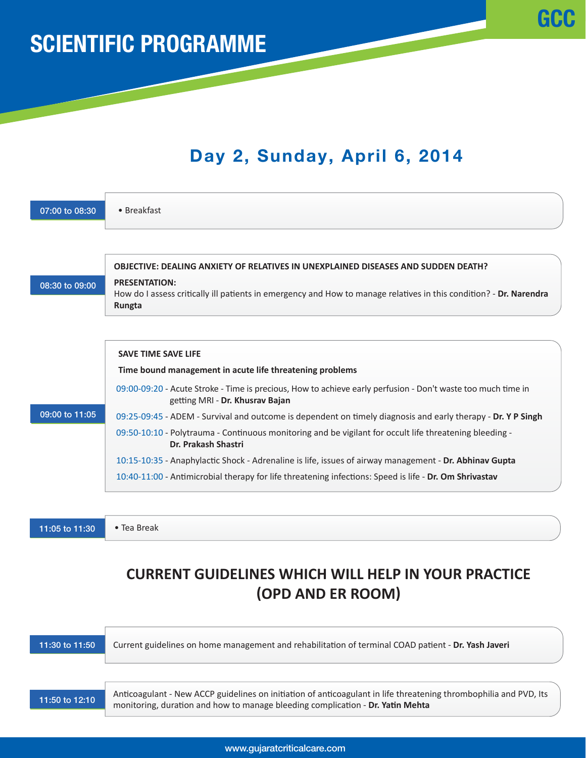# SCIENTIFIC PROGRAMME

## Day 2, Sunday, April 6, 2014

**07:00 to 08:30**

- Breakfast

**08:30 to 09:00**

**OBJECTIVE: DEALING ANXIETY OF RELATIVES IN UNEXPLAINED DISEASES AND SUDDEN DEATH?**

**PRESENTATION:**
How do I assess critically ill patients in emergency and How to manage relatives in this condition? - **Dr. Narendra Rungta**

**09:00 to 11:05**

**SAVE TIME SAVE LIFE**

**Time bound management in acute life threatening problems**

09:00-09:20 - Acute Stroke - Time is precious, How to achieve early perfusion - Don't waste too much time in getting MRI - **Dr. Khusrav Bajan**

09:25-09:45 - ADEM - Survival and outcome is dependent on timely diagnosis and early therapy - **Dr. Y P Singh**

09:50-10:10 - Polytrauma - Continuous monitoring and be vigilant for occult life threatening bleeding - **Dr. Prakash Shastri**

10:15-10:35 - Anaphylactic Shock - Adrenaline is life, issues of airway management - **Dr. Abhinav Gupta**

10:40-11:00 - Antimicrobial therapy for life threatening infections: Speed is life - **Dr. Om Shrivastav**

**11:05 to 11:30**

- Tea Break

## CURRENT GUIDELINES WHICH WILL HELP IN YOUR PRACTICE (OPD AND ER ROOM)

**11:30 to 11:50**

Current guidelines on home management and rehabilitation of terminal COAD patient - **Dr. Yash Javeri**

**11:50 to 12:10**

Anticoagulant - New ACCP guidelines on initiation of anticoagulant in life threatening thrombophilia and PVD, Its monitoring, duration and how to manage bleeding complication - **Dr. Yatin Mehta**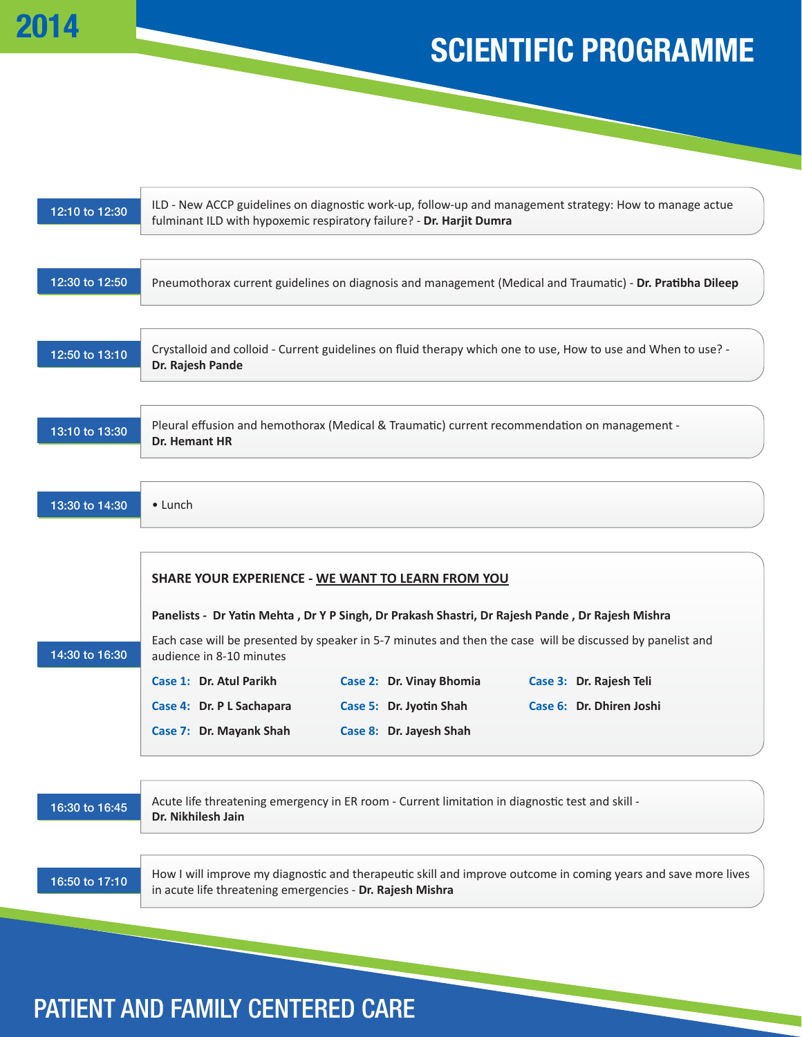# SCIENTIFIC PROGRAMME

2014

| Time | Session |
| --- | --- |
| 12:10 to 12:30 | ILD - New ACCP guidelines on diagnostic work-up, follow-up and management strategy: How to manage actue fulminant ILD with hypoxemic respiratory failure? - **Dr. Harjit Dumra** |
| 12:30 to 12:50 | Pneumothorax current guidelines on diagnosis and management (Medical and Traumatic) - **Dr. Pratibha Dileep** |
| 12:50 to 13:10 | Crystalloid and colloid - Current guidelines on fluid therapy which one to use, How to use and When to use? - **Dr. Rajesh Pande** |
| 13:10 to 13:30 | Pleural effusion and hemothorax (Medical & Traumatic) current recommendation on management - **Dr. Hemant HR** |
| 13:30 to 14:30 | • Lunch |
| 14:30 to 16:30 | **SHARE YOUR EXPERIENCE - WE WANT TO LEARN FROM YOU**<br><br>**Panelists - Dr Yatin Mehta , Dr Y P Singh, Dr Prakash Shastri, Dr Rajesh Pande , Dr Rajesh Mishra**<br><br>Each case will be presented by speaker in 5-7 minutes and then the case will be discussed by panelist and audience in 8-10 minutes<br><br>**Case 1: Dr. Atul Parikh**<br>**Case 2: Dr. Vinay Bhomia**<br>**Case 3: Dr. Rajesh Teli**<br>**Case 4: Dr. P L Sachapara**<br>**Case 5: Dr. Jyotin Shah**<br>**Case 6: Dr. Dhiren Joshi**<br>**Case 7: Dr. Mayank Shah**<br>**Case 8: Dr. Jayesh Shah** |
| 16:30 to 16:45 | Acute life threatening emergency in ER room - Current limitation in diagnostic test and skill - **Dr. Nikhilesh Jain** |
| 16:50 to 17:10 | How I will improve my diagnostic and therapeutic skill and improve outcome in coming years and save more lives in acute life threatening emergencies - **Dr. Rajesh Mishra** |

PATIENT AND FAMILY CENTERED CARE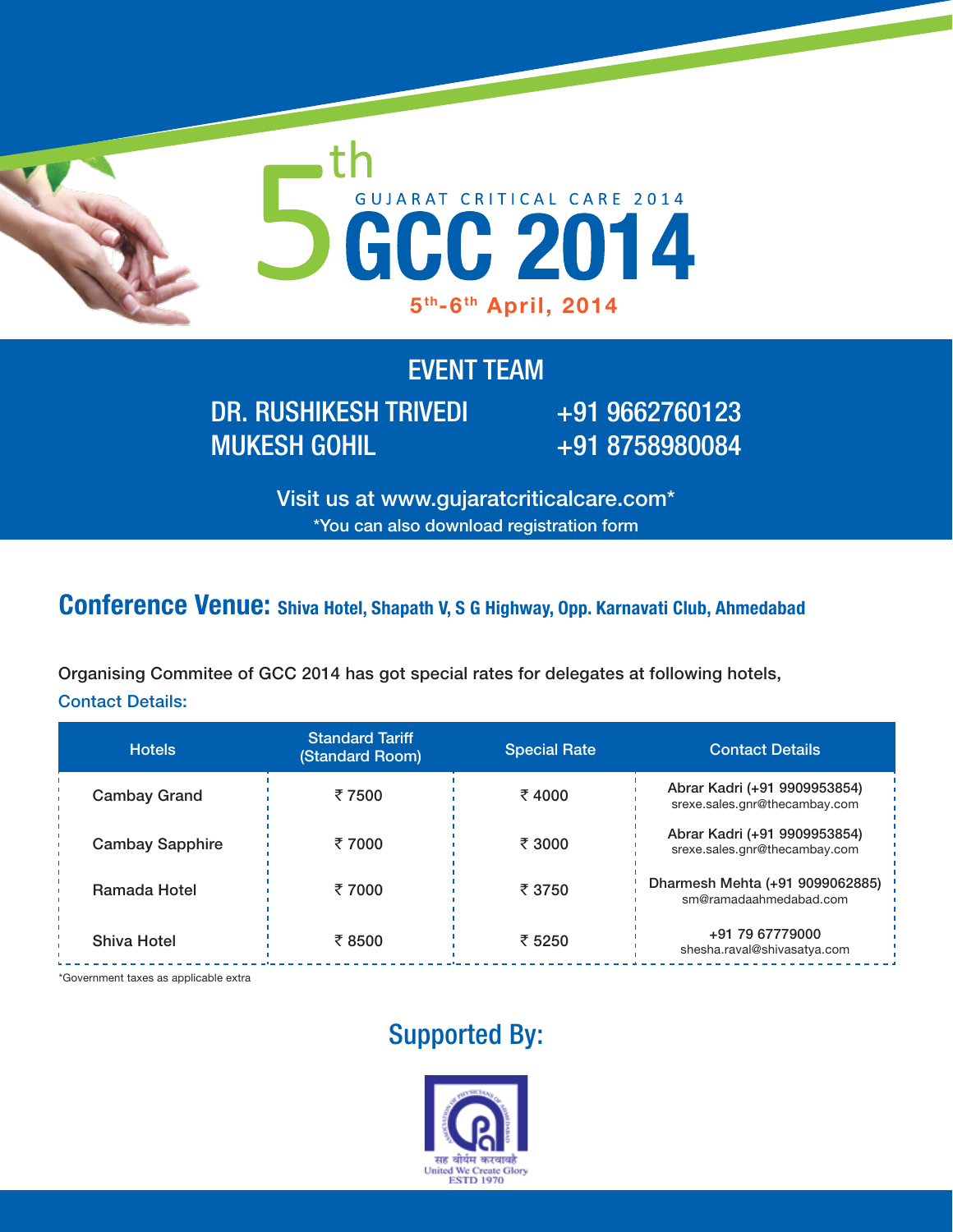# 5th GCC 2014

GUJARAT CRITICAL CARE 2014

**5th-6th April, 2014**

## EVENT TEAM

DR. RUSHIKESH TRIVEDI +91 9662760123

MUKESH GOHIL +91 8758980084

Visit us at www.gujaratcriticalcare.com*

*You can also download registration form

## Conference Venue: Shiva Hotel, Shapath V, S G Highway, Opp. Karnavati Club, Ahmedabad

Organising Commitee of GCC 2014 has got special rates for delegates at following hotels,

Contact Details:

| Hotels | Standard Tariff (Standard Room) | Special Rate | Contact Details |
|---|---|---|---|
| Cambay Grand | ₹ 7500 | ₹ 4000 | Abrar Kadri (+91 9909953854) srexe.sales.gnr@thecambay.com |
| Cambay Sapphire | ₹ 7000 | ₹ 3000 | Abrar Kadri (+91 9909953854) srexe.sales.gnr@thecambay.com |
| Ramada Hotel | ₹ 7000 | ₹ 3750 | Dharmesh Mehta (+91 9099062885) sm@ramadaahmedabad.com |
| Shiva Hotel | ₹ 8500 | ₹ 5250 | +91 79 67779000 shesha.raval@shivasatya.com |

*Government taxes as applicable extra

## Supported By:

ASSOCIATION OF PHYSICIANS OF AHMEDABAD

सह वीर्यम करवावहै

United We Create Glory

ESTD 1970